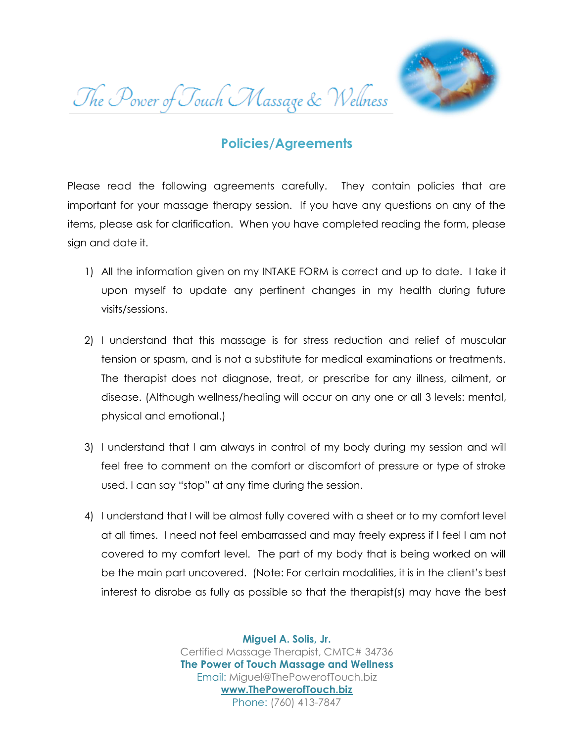# The Power of Touch Massage & Wellness

## Policies/Agreements

Please read the following agreements carefully. They contain policies that are important for your massage therapy session. If you have any questions on any of the items, please ask for clarification. When you have completed reading the form, please sign and date it.

1) All the information given on my INTAKE FORM is correct and up to date. I take it upon myself to update any pertinent changes in my health during future visits/sessions.

2) I understand that this massage is for stress reduction and relief of muscular tension or spasm, and is not a substitute for medical examinations or treatments. The therapist does not diagnose, treat, or prescribe for any illness, ailment, or disease. (Although wellness/healing will occur on any one or all 3 levels: mental, physical and emotional.)

3) I understand that I am always in control of my body during my session and will feel free to comment on the comfort or discomfort of pressure or type of stroke used. I can say "stop" at any time during the session.

4) I understand that I will be almost fully covered with a sheet or to my comfort level at all times. I need not feel embarrassed and may freely express if I feel I am not covered to my comfort level. The part of my body that is being worked on will be the main part uncovered. (Note: For certain modalities, it is in the client's best interest to disrobe as fully as possible so that the therapist(s) may have the best

**Miguel A. Solis, Jr.**
Certified Massage Therapist, CMTC# 34736
**The Power of Touch Massage and Wellness**
Email: Miguel@ThePowerofTouch.biz
**www.ThePowerofTouch.biz**
Phone: (760) 413-7847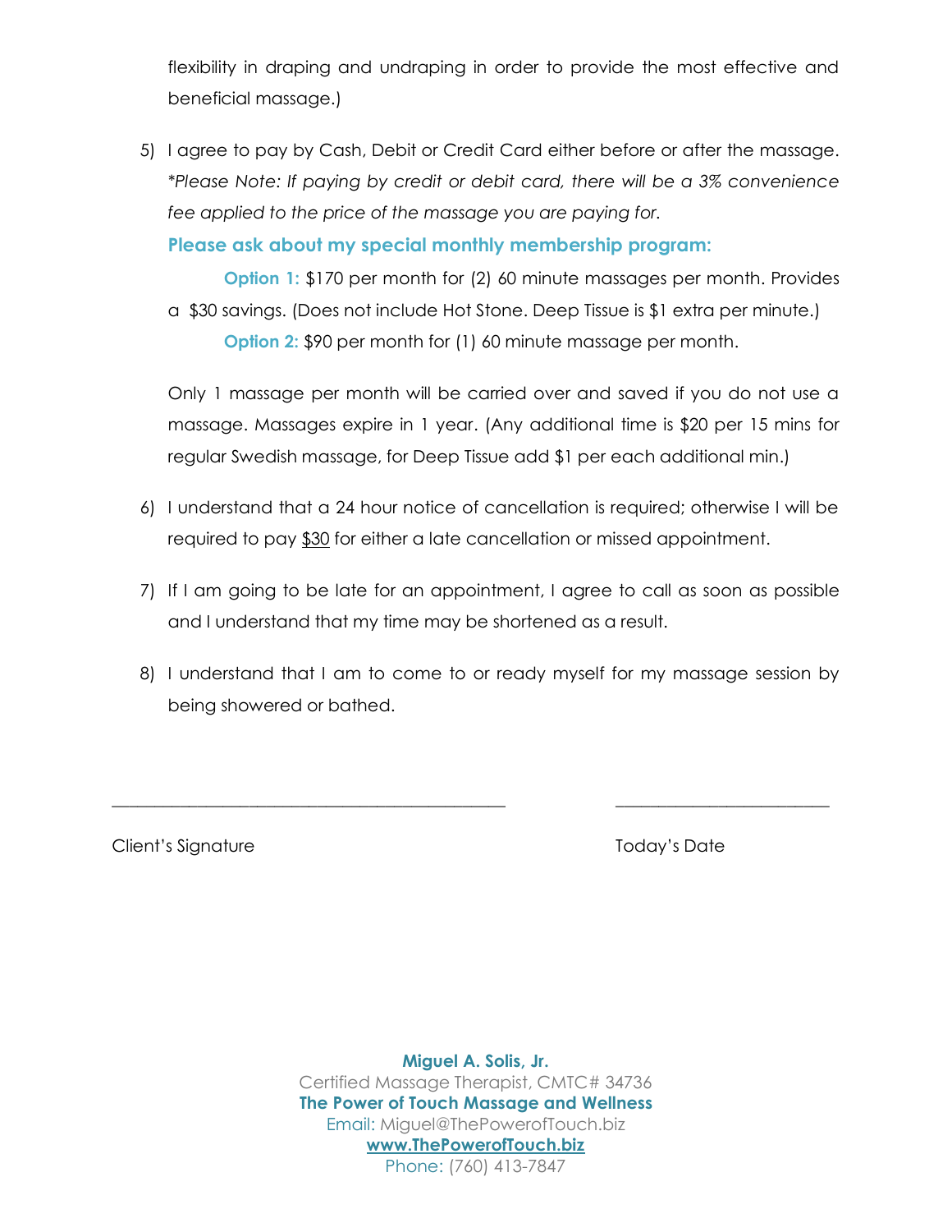flexibility in draping and undraping in order to provide the most effective and beneficial massage.)

5) I agree to pay by Cash, Debit or Credit Card either before or after the massage. *\*Please Note: If paying by credit or debit card, there will be a 3% convenience fee applied to the price of the massage you are paying for.*

   **Please ask about my special monthly membership program:**

   **Option 1:** $170 per month for (2) 60 minute massages per month. Provides a $30 savings. (Does not include Hot Stone. Deep Tissue is $1 extra per minute.)

   **Option 2:** $90 per month for (1) 60 minute massage per month.

   Only 1 massage per month will be carried over and saved if you do not use a massage. Massages expire in 1 year. (Any additional time is $20 per 15 mins for regular Swedish massage, for Deep Tissue add $1 per each additional min.)

6) I understand that a 24 hour notice of cancellation is required; otherwise I will be required to pay $30 for either a late cancellation or missed appointment.

7) If I am going to be late for an appointment, I agree to call as soon as possible and I understand that my time may be shortened as a result.

8) I understand that I am to come to or ready myself for my massage session by being showered or bathed.

_______________________________________________ ________________________

Client's Signature Today's Date

**Miguel A. Solis, Jr.**
Certified Massage Therapist, CMTC# 34736
**The Power of Touch Massage and Wellness**
Email: Miguel@ThePowerofTouch.biz
**www.ThePowerofTouch.biz**
Phone: (760) 413-7847